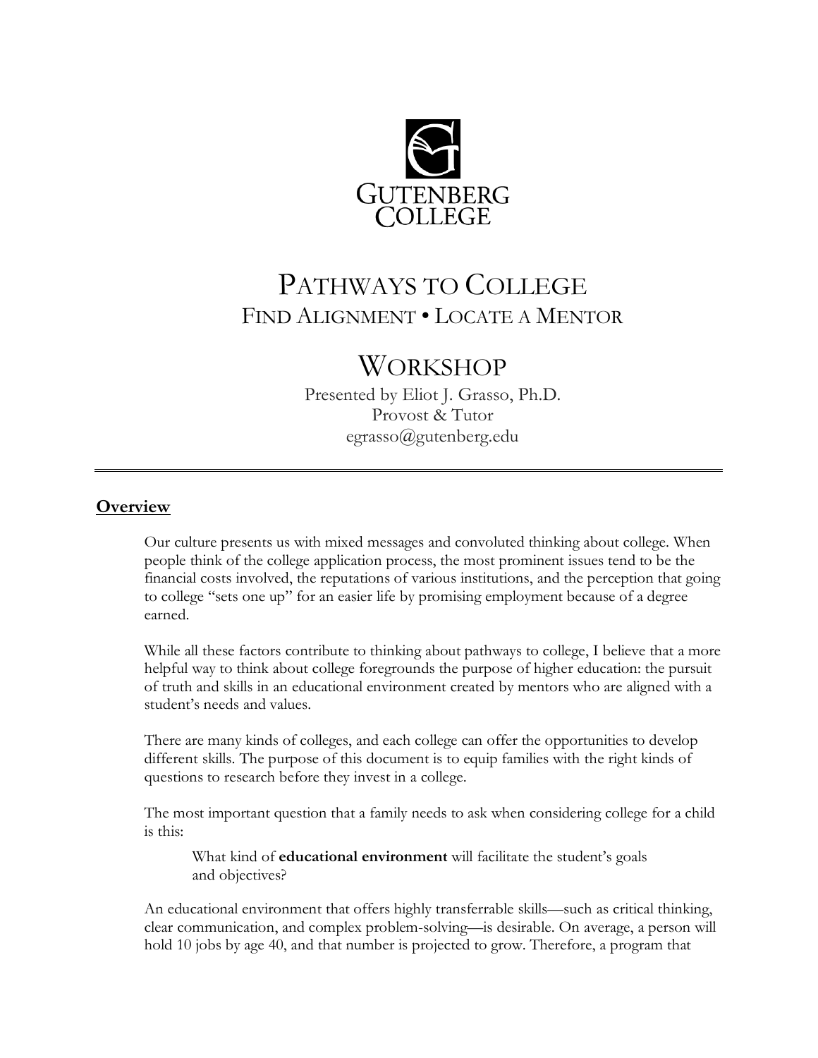GUTENBERG COLLEGE

# Pathways to College

## Find Alignment • Locate a Mentor

# Workshop

Presented by Eliot J. Grasso, Ph.D.
Provost & Tutor
egrasso@gutenberg.edu

---

## Overview

Our culture presents us with mixed messages and convoluted thinking about college. When people think of the college application process, the most prominent issues tend to be the financial costs involved, the reputations of various institutions, and the perception that going to college "sets one up" for an easier life by promising employment because of a degree earned.

While all these factors contribute to thinking about pathways to college, I believe that a more helpful way to think about college foregrounds the purpose of higher education: the pursuit of truth and skills in an educational environment created by mentors who are aligned with a student's needs and values.

There are many kinds of colleges, and each college can offer the opportunities to develop different skills. The purpose of this document is to equip families with the right kinds of questions to research before they invest in a college.

The most important question that a family needs to ask when considering college for a child is this:

> What kind of **educational environment** will facilitate the student's goals and objectives?

An educational environment that offers highly transferrable skills—such as critical thinking, clear communication, and complex problem-solving—is desirable. On average, a person will hold 10 jobs by age 40, and that number is projected to grow. Therefore, a program that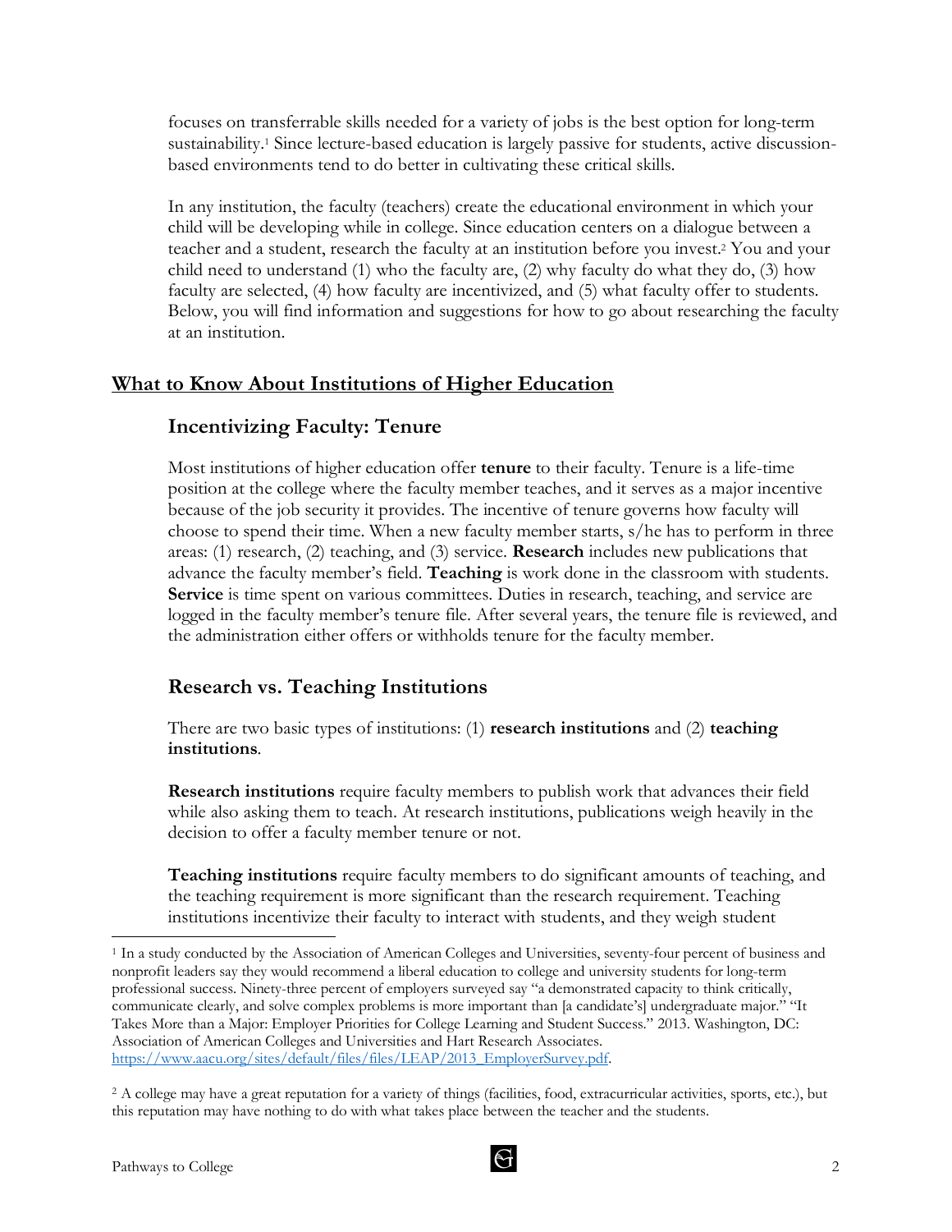focuses on transferrable skills needed for a variety of jobs is the best option for long-term sustainability.[1] Since lecture-based education is largely passive for students, active discussion-based environments tend to do better in cultivating these critical skills.

In any institution, the faculty (teachers) create the educational environment in which your child will be developing while in college. Since education centers on a dialogue between a teacher and a student, research the faculty at an institution before you invest.[2] You and your child need to understand (1) who the faculty are, (2) why faculty do what they do, (3) how faculty are selected, (4) how faculty are incentivized, and (5) what faculty offer to students. Below, you will find information and suggestions for how to go about researching the faculty at an institution.

## What to Know About Institutions of Higher Education

### Incentivizing Faculty: Tenure

Most institutions of higher education offer **tenure** to their faculty. Tenure is a life-time position at the college where the faculty member teaches, and it serves as a major incentive because of the job security it provides. The incentive of tenure governs how faculty will choose to spend their time. When a new faculty member starts, s/he has to perform in three areas: (1) research, (2) teaching, and (3) service. **Research** includes new publications that advance the faculty member's field. **Teaching** is work done in the classroom with students. **Service** is time spent on various committees. Duties in research, teaching, and service are logged in the faculty member's tenure file. After several years, the tenure file is reviewed, and the administration either offers or withholds tenure for the faculty member.

### Research vs. Teaching Institutions

There are two basic types of institutions: (1) **research institutions** and (2) **teaching institutions**.

**Research institutions** require faculty members to publish work that advances their field while also asking them to teach. At research institutions, publications weigh heavily in the decision to offer a faculty member tenure or not.

**Teaching institutions** require faculty members to do significant amounts of teaching, and the teaching requirement is more significant than the research requirement. Teaching institutions incentivize their faculty to interact with students, and they weigh student

---

[1] In a study conducted by the Association of American Colleges and Universities, seventy-four percent of business and nonprofit leaders say they would recommend a liberal education to college and university students for long-term professional success. Ninety-three percent of employers surveyed say "a demonstrated capacity to think critically, communicate clearly, and solve complex problems is more important than [a candidate's] undergraduate major." "It Takes More than a Major: Employer Priorities for College Learning and Student Success." 2013. Washington, DC: Association of American Colleges and Universities and Hart Research Associates. https://www.aacu.org/sites/default/files/files/LEAP/2013_EmployerSurvey.pdf.

[2] A college may have a great reputation for a variety of things (facilities, food, extracurricular activities, sports, etc.), but this reputation may have nothing to do with what takes place between the teacher and the students.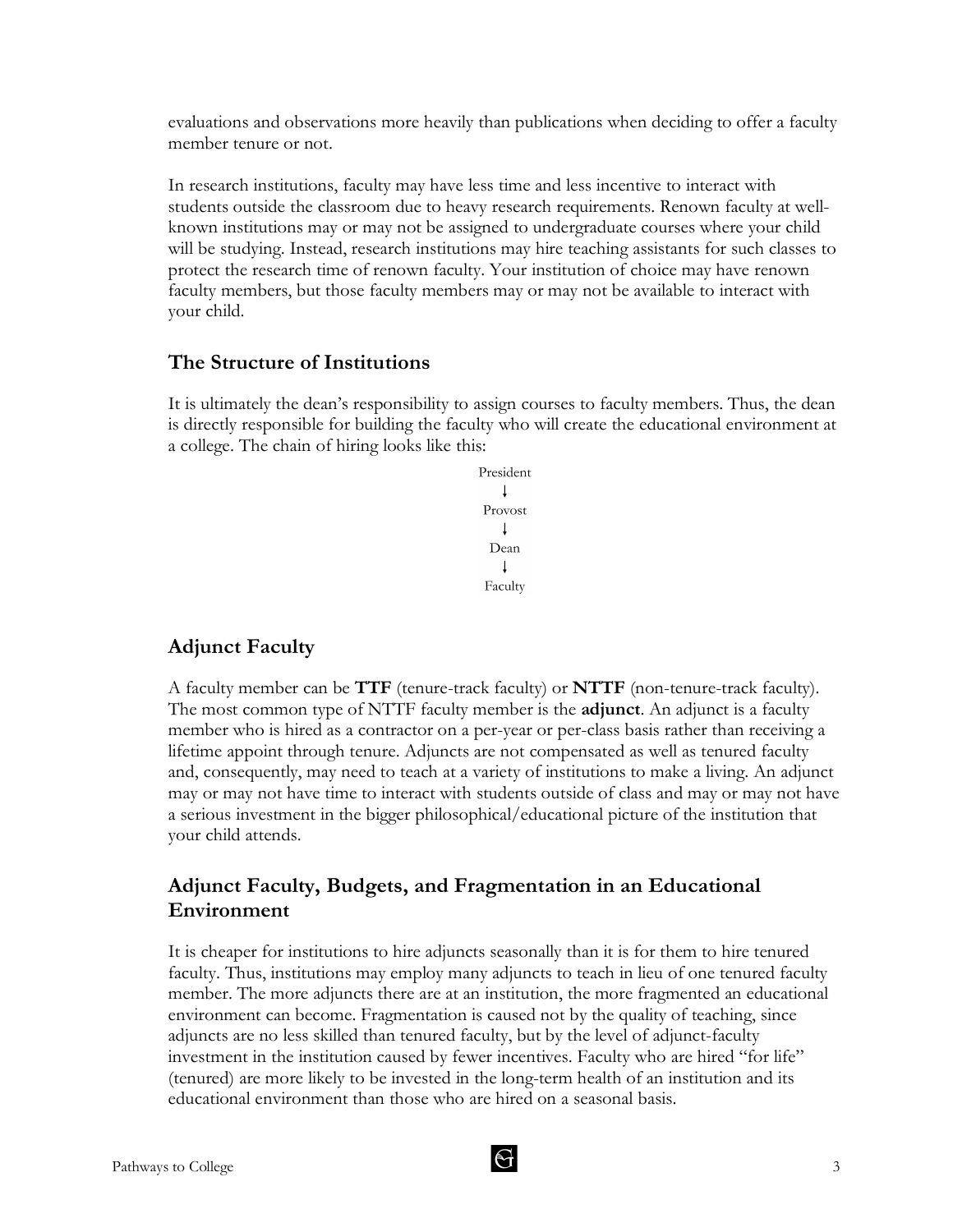evaluations and observations more heavily than publications when deciding to offer a faculty member tenure or not.

In research institutions, faculty may have less time and less incentive to interact with students outside the classroom due to heavy research requirements. Renown faculty at well-known institutions may or may not be assigned to undergraduate courses where your child will be studying. Instead, research institutions may hire teaching assistants for such classes to protect the research time of renown faculty. Your institution of choice may have renown faculty members, but those faculty members may or may not be available to interact with your child.

## The Structure of Institutions

It is ultimately the dean's responsibility to assign courses to faculty members. Thus, the dean is directly responsible for building the faculty who will create the educational environment at a college. The chain of hiring looks like this:

President
↓
Provost
↓
Dean
↓
Faculty

## Adjunct Faculty

A faculty member can be **TTF** (tenure-track faculty) or **NTTF** (non-tenure-track faculty). The most common type of NTTF faculty member is the **adjunct**. An adjunct is a faculty member who is hired as a contractor on a per-year or per-class basis rather than receiving a lifetime appoint through tenure. Adjuncts are not compensated as well as tenured faculty and, consequently, may need to teach at a variety of institutions to make a living. An adjunct may or may not have time to interact with students outside of class and may or may not have a serious investment in the bigger philosophical/educational picture of the institution that your child attends.

## Adjunct Faculty, Budgets, and Fragmentation in an Educational Environment

It is cheaper for institutions to hire adjuncts seasonally than it is for them to hire tenured faculty. Thus, institutions may employ many adjuncts to teach in lieu of one tenured faculty member. The more adjuncts there are at an institution, the more fragmented an educational environment can become. Fragmentation is caused not by the quality of teaching, since adjuncts are no less skilled than tenured faculty, but by the level of adjunct-faculty investment in the institution caused by fewer incentives. Faculty who are hired "for life" (tenured) are more likely to be invested in the long-term health of an institution and its educational environment than those who are hired on a seasonal basis.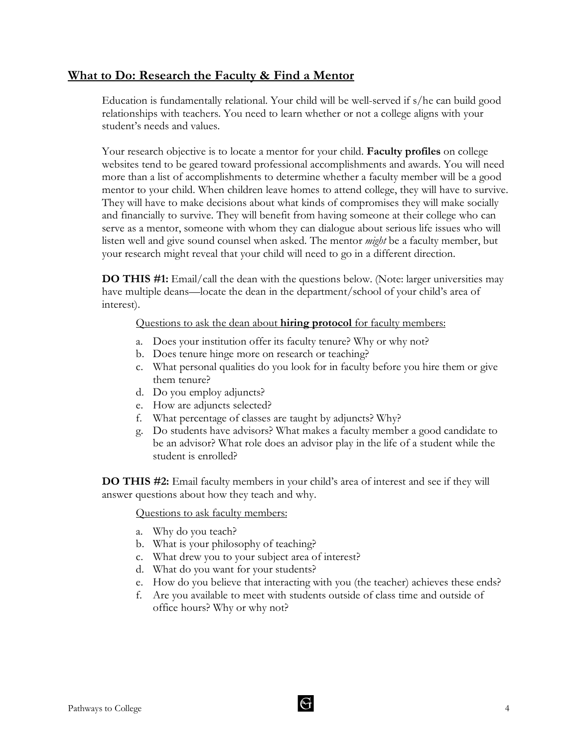## What to Do: Research the Faculty & Find a Mentor

Education is fundamentally relational. Your child will be well-served if s/he can build good relationships with teachers. You need to learn whether or not a college aligns with your student's needs and values.

Your research objective is to locate a mentor for your child. **Faculty profiles** on college websites tend to be geared toward professional accomplishments and awards. You will need more than a list of accomplishments to determine whether a faculty member will be a good mentor to your child. When children leave homes to attend college, they will have to survive. They will have to make decisions about what kinds of compromises they will make socially and financially to survive. They will benefit from having someone at their college who can serve as a mentor, someone with whom they can dialogue about serious life issues who will listen well and give sound counsel when asked. The mentor *might* be a faculty member, but your research might reveal that your child will need to go in a different direction.

**DO THIS #1:** Email/call the dean with the questions below. (Note: larger universities may have multiple deans—locate the dean in the department/school of your child's area of interest).

Questions to ask the dean about **hiring protocol** for faculty members:

a. Does your institution offer its faculty tenure? Why or why not?
b. Does tenure hinge more on research or teaching?
c. What personal qualities do you look for in faculty before you hire them or give them tenure?
d. Do you employ adjuncts?
e. How are adjuncts selected?
f. What percentage of classes are taught by adjuncts? Why?
g. Do students have advisors? What makes a faculty member a good candidate to be an advisor? What role does an advisor play in the life of a student while the student is enrolled?

**DO THIS #2:** Email faculty members in your child's area of interest and see if they will answer questions about how they teach and why.

Questions to ask faculty members:

a. Why do you teach?
b. What is your philosophy of teaching?
c. What drew you to your subject area of interest?
d. What do you want for your students?
e. How do you believe that interacting with you (the teacher) achieves these ends?
f. Are you available to meet with students outside of class time and outside of office hours? Why or why not?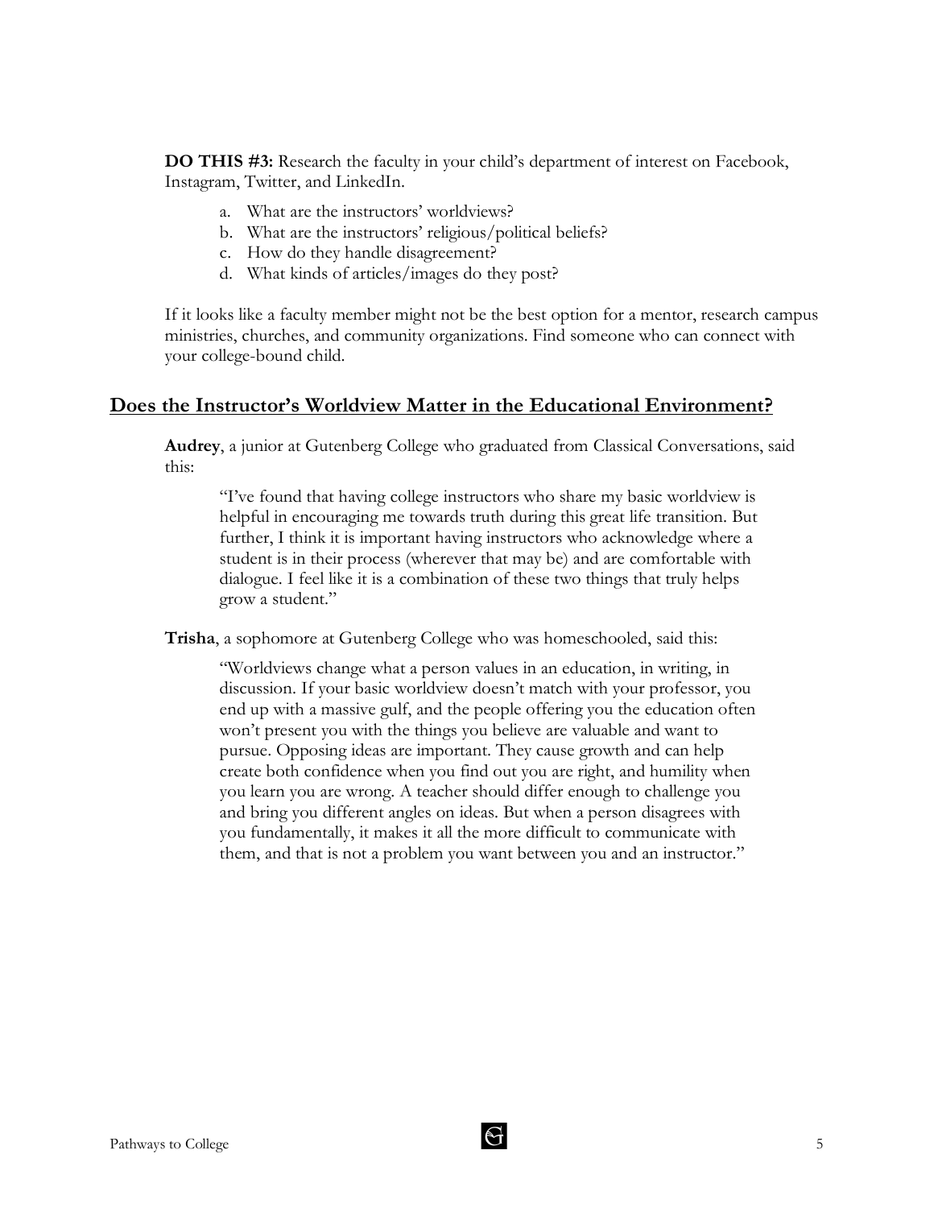**DO THIS #3:** Research the faculty in your child's department of interest on Facebook, Instagram, Twitter, and LinkedIn.

a. What are the instructors' worldviews?
b. What are the instructors' religious/political beliefs?
c. How do they handle disagreement?
d. What kinds of articles/images do they post?

If it looks like a faculty member might not be the best option for a mentor, research campus ministries, churches, and community organizations. Find someone who can connect with your college-bound child.

## Does the Instructor's Worldview Matter in the Educational Environment?

**Audrey**, a junior at Gutenberg College who graduated from Classical Conversations, said this:

> "I've found that having college instructors who share my basic worldview is helpful in encouraging me towards truth during this great life transition. But further, I think it is important having instructors who acknowledge where a student is in their process (wherever that may be) and are comfortable with dialogue. I feel like it is a combination of these two things that truly helps grow a student."

**Trisha**, a sophomore at Gutenberg College who was homeschooled, said this:

> "Worldviews change what a person values in an education, in writing, in discussion. If your basic worldview doesn't match with your professor, you end up with a massive gulf, and the people offering you the education often won't present you with the things you believe are valuable and want to pursue. Opposing ideas are important. They cause growth and can help create both confidence when you find out you are right, and humility when you learn you are wrong. A teacher should differ enough to challenge you and bring you different angles on ideas. But when a person disagrees with you fundamentally, it makes it all the more difficult to communicate with them, and that is not a problem you want between you and an instructor."